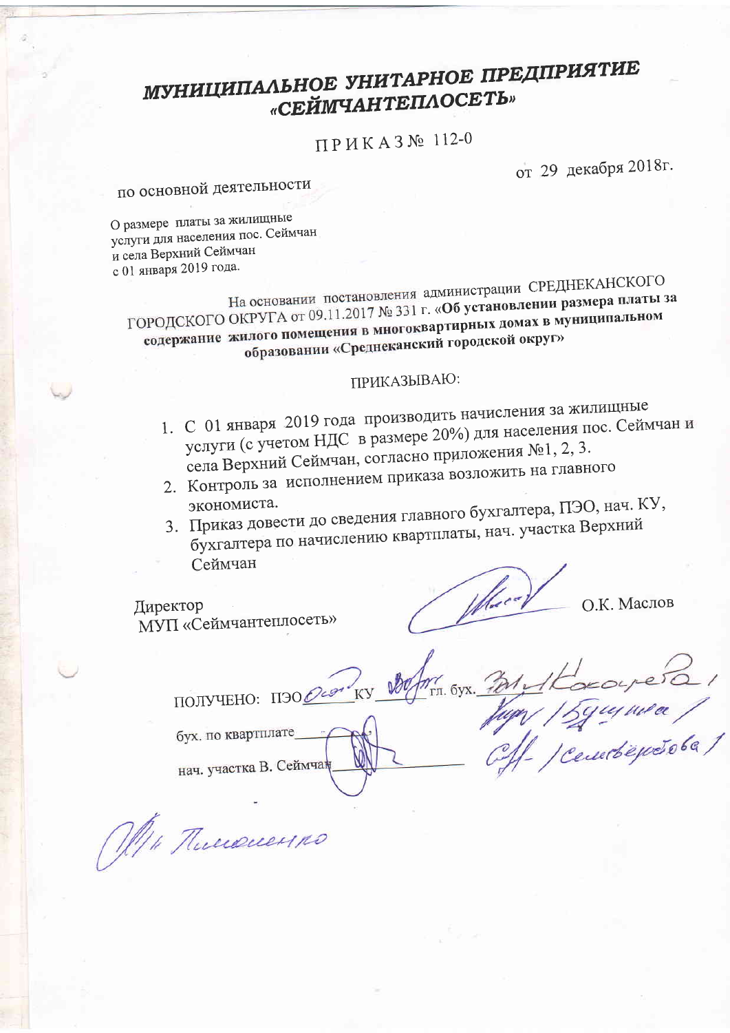# *МУНИЦИПАЛЬНОЕ УНИТАРНОЕ ПРЕДПРИЯТИЕ «СЕЙМЧАНТЕПЛОСЕТЬ»*

## П Р И К А З № 112-0

от 29 декабря 2018г.

по основной деятельности

О размере платы за жилищные услуги для населения пос. Сеймчан и села Верхний Сеймчан с 01 января 2019 года.

На основании постановления администрации СРЕДНЕКАНСКОГО ГОРОДСКОГО ОКРУГА от 09.11.2017 № 331 г. **«Об установлении размера платы за содержание жилого помещения в многоквартирных домах в муниципальном образовании «Среднеканский городской округ»**

ПРИКАЗЫВАЮ:

1. С 01 января 2019 года производить начисления за жилищные услуги (с учетом НДС в размере 20%) для населения пос. Сеймчан и села Верхний Сеймчан, согласно приложения №1, 2, 3.
2. Контроль за исполнением приказа возложить на главного экономиста.
3. Приказ довести до сведения главного бухгалтера, ПЭО, нач. КУ, бухгалтера по начислению квартплаты, нач. участка Верхний Сеймчан

Директор МУП «Сеймчантеплосеть» О.К. Маслов

ПОЛУЧЕНО: ПЭО______ КУ______ гл. бух.______ /Кокорева/ /Бушина/ /Селиверстова/

бух. по квартплате______

нач. участка В. Сеймчан______

Тимошенко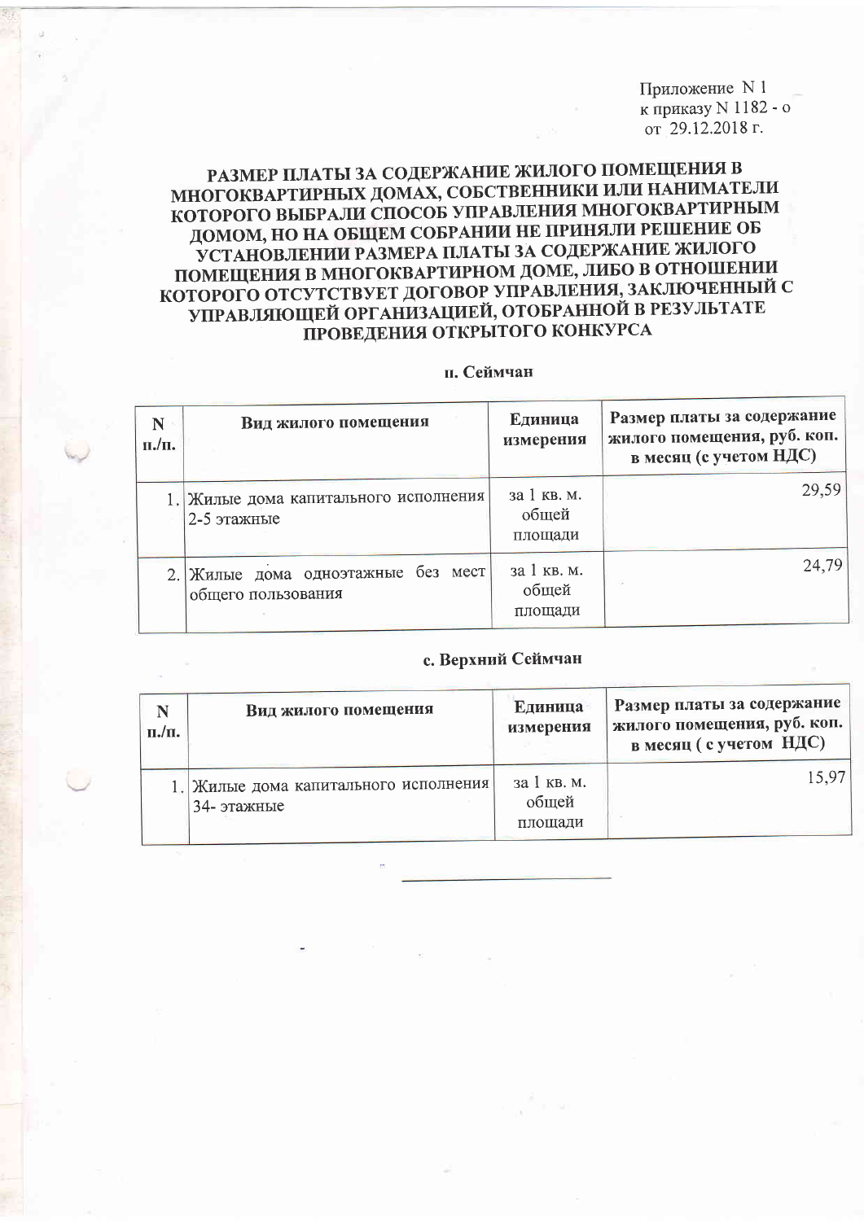Приложение N 1
к приказу N 1182 - о
от 29.12.2018 г.

## РАЗМЕР ПЛАТЫ ЗА СОДЕРЖАНИЕ ЖИЛОГО ПОМЕЩЕНИЯ В МНОГОКВАРТИРНЫХ ДОМАХ, СОБСТВЕННИКИ ИЛИ НАНИМАТЕЛИ КОТОРОГО ВЫБРАЛИ СПОСОБ УПРАВЛЕНИЯ МНОГОКВАРТИРНЫМ ДОМОМ, НО НА ОБЩЕМ СОБРАНИИ НЕ ПРИНЯЛИ РЕШЕНИЕ ОБ УСТАНОВЛЕНИИ РАЗМЕРА ПЛАТЫ ЗА СОДЕРЖАНИЕ ЖИЛОГО ПОМЕЩЕНИЯ В МНОГОКВАРТИРНОМ ДОМЕ, ЛИБО В ОТНОШЕНИИ КОТОРОГО ОТСУТСТВУЕТ ДОГОВОР УПРАВЛЕНИЯ, ЗАКЛЮЧЕННЫЙ С УПРАВЛЯЮЩЕЙ ОРГАНИЗАЦИЕЙ, ОТОБРАННОЙ В РЕЗУЛЬТАТЕ ПРОВЕДЕНИЯ ОТКРЫТОГО КОНКУРСА

### п. Сеймчан

| N п./п. | Вид жилого помещения | Единица измерения | Размер платы за содержание жилого помещения, руб. коп. в месяц (с учетом НДС) |
|---|---|---|---|
| 1. | Жилые дома капитального исполнения 2-5 этажные | за 1 кв. м. общей площади | 29,59 |
| 2. | Жилые дома одноэтажные без мест общего пользования | за 1 кв. м. общей площади | 24,79 |

### с. Верхний Сеймчан

| N п./п. | Вид жилого помещения | Единица измерения | Размер платы за содержание жилого помещения, руб. коп. в месяц ( с учетом НДС) |
|---|---|---|---|
| 1. | Жилые дома капитального исполнения 34- этажные | за 1 кв. м. общей площади | 15,97 |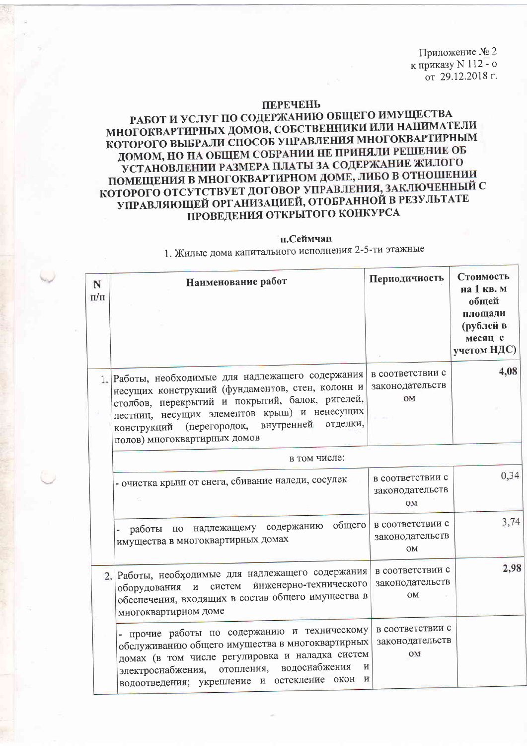Приложение № 2
к приказу N 112 - о
от 29.12.2018 г.

# ПЕРЕЧЕНЬ
# РАБОТ И УСЛУГ ПО СОДЕРЖАНИЮ ОБЩЕГО ИМУЩЕСТВА МНОГОКВАРТИРНЫХ ДОМОВ, СОБСТВЕННИКИ ИЛИ НАНИМАТЕЛИ КОТОРОГО ВЫБРАЛИ СПОСОБ УПРАВЛЕНИЯ МНОГОКВАРТИРНЫМ ДОМОМ, НО НА ОБЩЕМ СОБРАНИИ НЕ ПРИНЯЛИ РЕШЕНИЕ ОБ УСТАНОВЛЕНИИ РАЗМЕРА ПЛАТЫ ЗА СОДЕРЖАНИЕ ЖИЛОГО ПОМЕЩЕНИЯ В МНОГОКВАРТИРНОМ ДОМЕ, ЛИБО В ОТНОШЕНИИ КОТОРОГО ОТСУТСТВУЕТ ДОГОВОР УПРАВЛЕНИЯ, ЗАКЛЮЧЕННЫЙ С УПРАВЛЯЮЩЕЙ ОРГАНИЗАЦИЕЙ, ОТОБРАННОЙ В РЕЗУЛЬТАТЕ ПРОВЕДЕНИЯ ОТКРЫТОГО КОНКУРСА

**п.Сеймчан**

1. Жилые дома капитального исполнения 2-5-ти этажные

| N п/п | Наименование работ | Периодичность | Стоимость на 1 кв. м общей площади (рублей в месяц с учетом НДС) |
|---|---|---|---|
| 1. | Работы, необходимые для надлежащего содержания несущих конструкций (фундаментов, стен, колонн и столбов, перекрытий и покрытий, балок, ригелей, лестниц, несущих элементов крыш) и ненесущих конструкций (перегородок, внутренней отделки, полов) многоквартирных домов | в соответствии с законодательством | **4,08** |
| | в том числе: | | |
| | - очистка крыш от снега, сбивание наледи, сосулек | в соответствии с законодательством | 0,34 |
| | - работы по надлежащему содержанию общего имущества в многоквартирных домах | в соответствии с законодательством | 3,74 |
| 2. | Работы, необходимые для надлежащего содержания оборудования и систем инженерно-технического обеспечения, входящих в состав общего имущества в многоквартирном доме | в соответствии с законодательством | **2,98** |
| | - прочие работы по содержанию и техническому обслуживанию общего имущества в многоквартирных домах (в том числе регулировка и наладка систем электроснабжения, отопления, водоснабжения и водоотведения; укрепление и остекление окон и | в соответствии с законодательством | |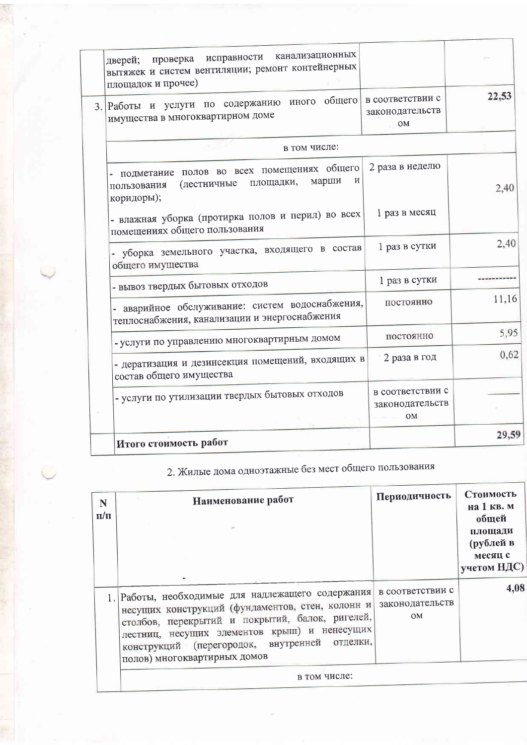| | | | |
|---|---|---|---|
| | дверей; проверка исправности канализационных вытяжек и систем вентиляции; ремонт контейнерных площадок и прочее) | | - |
| 3. | Работы и услуги по содержанию иного общего имущества в многоквартирном доме | в соответствии с законодательством | **22,53** |
| | в том числе: | | |
| | - подметание полов во всех помещениях общего пользования (лестничные площадки, марши и коридоры);<br><br>- влажная уборка (протирка полов и перил) во всех помещениях общего пользования | 2 раза в неделю<br><br>1 раз в месяц | 2,40 |
| | - уборка земельного участка, входящего в состав общего имущества | 1 раз в сутки | 2,40 |
| | - вывоз твердых бытовых отходов | 1 раз в сутки | ---------- |
| | - аварийное обслуживание: систем водоснабжения, теплоснабжения, канализации и энергоснабжения | постоянно | 11,16 |
| | - услуги по управлению многоквартирным домом | постоянно | 5,95 |
| | - дератизация и дезинсекция помещений, входящих в состав общего имущества | 2 раза в год | 0,62 |
| | - услуги по утилизации твердых бытовых отходов | в соответствии с законодательством | ——— |
| | **Итого стоимость работ** | | **29,59** |

2. Жилые дома одноэтажные без мест общего пользования

| N п/п | Наименование работ | Периодичность | Стоимость на 1 кв. м общей площади (рублей в месяц с учетом НДС) |
|---|---|---|---|
| 1. | Работы, необходимые для надлежащего содержания несущих конструкций (фундаментов, стен, колонн и столбов, перекрытий и покрытий, балок, ригелей, лестниц, несущих элементов крыш) и ненесущих конструкций (перегородок, внутренней отделки, полов) многоквартирных домов | в соответствии с законодательством | **4,08** |
| | в том числе: | | |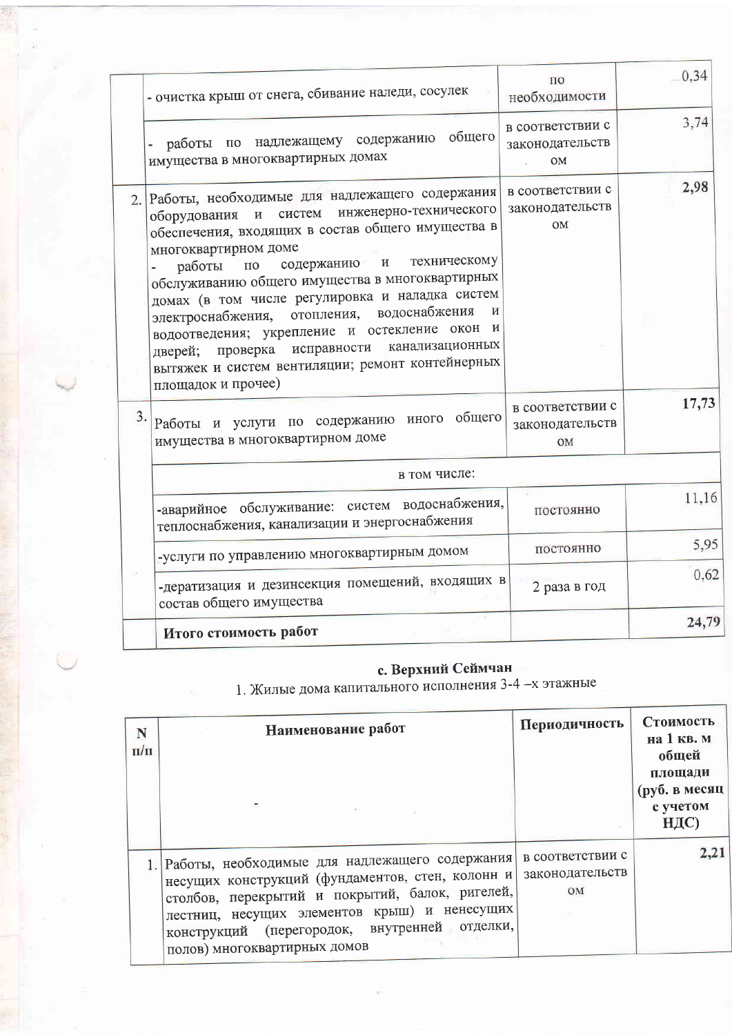| | | | |
|---|---|---|---|
| | - очистка крыш от снега, сбивание наледи, сосулек | по необходимости | 0,34 |
| | - работы по надлежащему содержанию общего имущества в многоквартирных домах | в соответствии с законодательством | 3,74 |
| 2. | Работы, необходимые для надлежащего содержания оборудования и систем инженерно-технического обеспечения, входящих в состав общего имущества в многоквартирном доме<br>- работы по содержанию и техническому обслуживанию общего имущества в многоквартирных домах (в том числе регулировка и наладка систем электроснабжения, отопления, водоснабжения и водоотведения; укрепление и остекление окон и дверей; проверка исправности канализационных вытяжек и систем вентиляции; ремонт контейнерных площадок и прочее) | в соответствии с законодательством | **2,98** |
| 3. | Работы и услуги по содержанию иного общего имущества в многоквартирном доме | в соответствии с законодательством | **17,73** |
| | в том числе: | | |
| | -аварийное обслуживание: систем водоснабжения, теплоснабжения, канализации и энергоснабжения | постоянно | 11,16 |
| | -услуги по управлению многоквартирным домом | постоянно | 5,95 |
| | -дератизация и дезинсекция помещений, входящих в состав общего имущества | 2 раза в год | 0,62 |
| | **Итого стоимость работ** | | **24,79** |

## с. Верхний Сеймчан

1. Жилые дома капитального исполнения 3-4 –х этажные

| N п/п | Наименование работ | Периодичность | Стоимость на 1 кв. м общей площади (руб. в месяц с учетом НДС) |
|---|---|---|---|
| 1. | Работы, необходимые для надлежащего содержания несущих конструкций (фундаментов, стен, колонн и столбов, перекрытий и покрытий, балок, ригелей, лестниц, несущих элементов крыш) и ненесущих конструкций (перегородок, внутренней отделки, полов) многоквартирных домов | в соответствии с законодательством | **2,21** |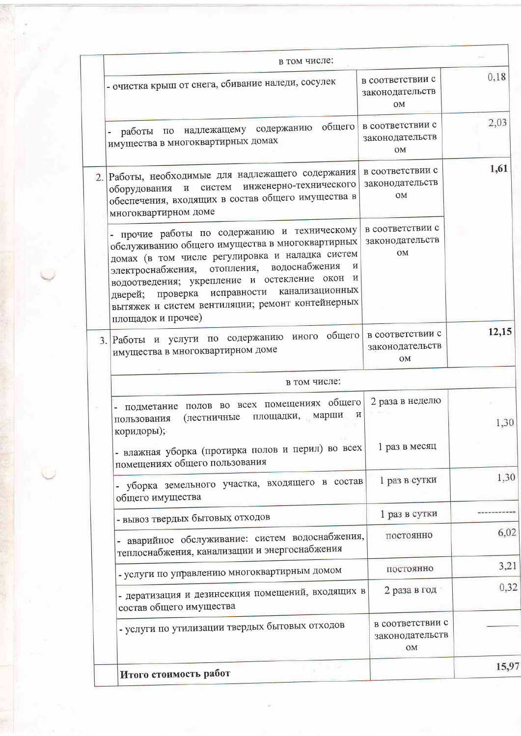| | | | |
|---|---|---|---|
| | в том числе: | | |
| | - очистка крыш от снега, сбивание наледи, сосулек | в соответствии с законодательством | 0,18 |
| | - работы по надлежащему содержанию общего имущества в многоквартирных домах | в соответствии с законодательством | 2,03 |
| 2. | Работы, необходимые для надлежащего содержания оборудования и систем инженерно-технического обеспечения, входящих в состав общего имущества в многоквартирном доме | в соответствии с законодательством | **1,61** |
| | - прочие работы по содержанию и техническому обслуживанию общего имущества в многоквартирных домах (в том числе регулировка и наладка систем электроснабжения, отопления, водоснабжения и водоотведения; укрепление и остекление окон и дверей; проверка исправности канализационных вытяжек и систем вентиляции; ремонт контейнерных площадок и прочее) | в соответствии с законодательством | |
| 3. | Работы и услуги по содержанию иного общего имущества в многоквартирном доме | в соответствии с законодательством | **12,15** |
| | в том числе: | | |
| | - подметание полов во всех помещениях общего пользования (лестничные площадки, марши и коридоры);<br>- влажная уборка (протирка полов и перил) во всех помещениях общего пользования | 2 раза в неделю<br>1 раз в месяц | 1,30 |
| | - уборка земельного участка, входящего в состав общего имущества | 1 раз в сутки | 1,30 |
| | - вывоз твердых бытовых отходов | 1 раз в сутки | ---------- |
| | - аварийное обслуживание: систем водоснабжения, теплоснабжения, канализации и энергоснабжения | постоянно | 6,02 |
| | - услуги по управлению многоквартирным домом | постоянно | 3,21 |
| | - дератизация и дезинсекция помещений, входящих в состав общего имущества | 2 раза в год | 0,32 |
| | - услуги по утилизации твердых бытовых отходов | в соответствии с законодательством | ——— |
| | **Итого стоимость работ** | | **15,97** |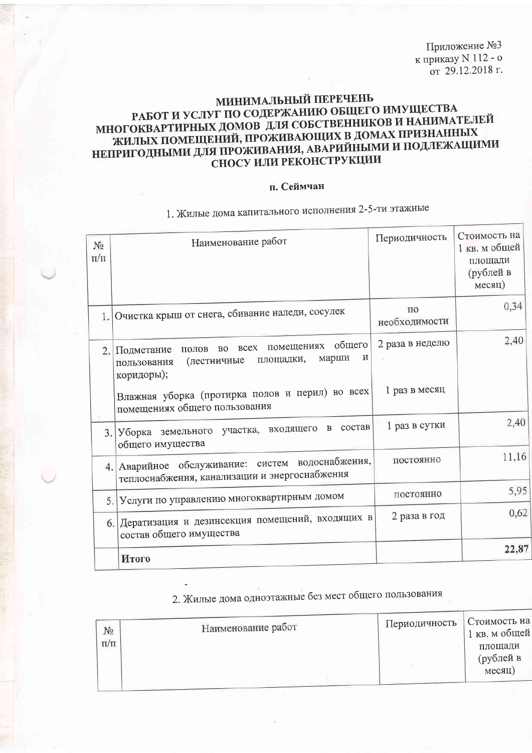Приложение №3
к приказу N 112 - о
от 29.12.2018 г.

# МИНИМАЛЬНЫЙ ПЕРЕЧЕНЬ РАБОТ И УСЛУГ ПО СОДЕРЖАНИЮ ОБЩЕГО ИМУЩЕСТВА МНОГОКВАРТИРНЫХ ДОМОВ ДЛЯ СОБСТВЕННИКОВ И НАНИМАТЕЛЕЙ ЖИЛЫХ ПОМЕЩЕНИЙ, ПРОЖИВАЮЩИХ В ДОМАХ ПРИЗНАННЫХ НЕПРИГОДНЫМИ ДЛЯ ПРОЖИВАНИЯ, АВАРИЙНЫМИ И ПОДЛЕЖАЩИМИ СНОСУ ИЛИ РЕКОНСТРУКЦИИ

**п. Сеймчан**

1. Жилые дома капитального исполнения 2-5-ти этажные

| № п/п | Наименование работ | Периодичность | Стоимость на 1 кв. м общей площади (рублей в месяц) |
|---|---|---|---|
| 1. | Очистка крыш от снега, сбивание наледи, сосулек | по необходимости | 0,34 |
| 2. | Подметание полов во всех помещениях общего пользования (лестничные площадки, марши и коридоры);<br>Влажная уборка (протирка полов и перил) во всех помещениях общего пользования | 2 раза в неделю<br>1 раз в месяц | 2,40 |
| 3. | Уборка земельного участка, входящего в состав общего имущества | 1 раз в сутки | 2,40 |
| 4. | Аварийное обслуживание: систем водоснабжения, теплоснабжения, канализации и энергоснабжения | постоянно | 11,16 |
| 5. | Услуги по управлению многоквартирным домом | постоянно | 5,95 |
| 6. | Дератизация и дезинсекция помещений, входящих в состав общего имущества | 2 раза в год | 0,62 |
| | **Итого** | | **22,87** |

2. Жилые дома одноэтажные без мест общего пользования

| № п/п | Наименование работ | Периодичность | Стоимость на 1 кв. м общей площади (рублей в месяц) |
|---|---|---|---|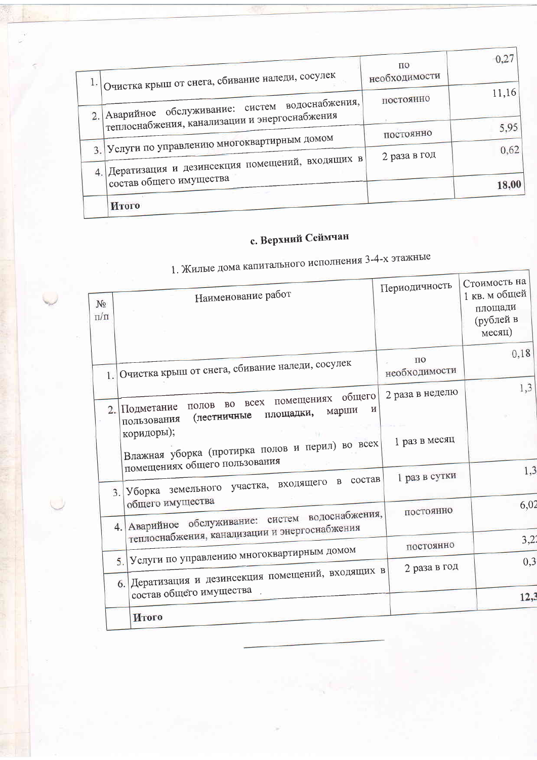| | | | |
|---|---|---|---|
| 1. | Очистка крыш от снега, сбивание наледи, сосулек | по необходимости | 0,27 |
| 2. | Аварийное обслуживание: систем водоснабжения, теплоснабжения, канализации и энергоснабжения | постоянно | 11,16 |
| 3. | Услуги по управлению многоквартирным домом | постоянно | 5,95 |
| 4. | Дератизация и дезинсекция помещений, входящих в состав общего имущества | 2 раза в год | 0,62 |
| | Итого | | **18,00** |

## с. Верхний Сеймчан

1. Жилые дома капитального исполнения 3-4-х этажные

| № п/п | Наименование работ | Периодичность | Стоимость на 1 кв. м общей площади (рублей в месяц) |
|---|---|---|---|
| 1. | Очистка крыш от снега, сбивание наледи, сосулек | по необходимости | 0,18 |
| 2. | Подметание полов во всех помещениях общего пользования (лестничные площадки, марши и коридоры);<br><br>Влажная уборка (протирка полов и перил) во всех помещениях общего пользования | 2 раза в неделю<br><br>1 раз в месяц | 1,3 |
| 3. | Уборка земельного участка, входящего в состав общего имущества | 1 раз в сутки | 1,3 |
| 4. | Аварийное обслуживание: систем водоснабжения, теплоснабжения, канализации и энергоснабжения | постоянно | 6,02 |
| 5. | Услуги по управлению многоквартирным домом | постоянно | 3,22 |
| 6. | Дератизация и дезинсекция помещений, входящих в состав общего имущества | 2 раза в год | 0,3 |
| | Итого | | **12,3** |